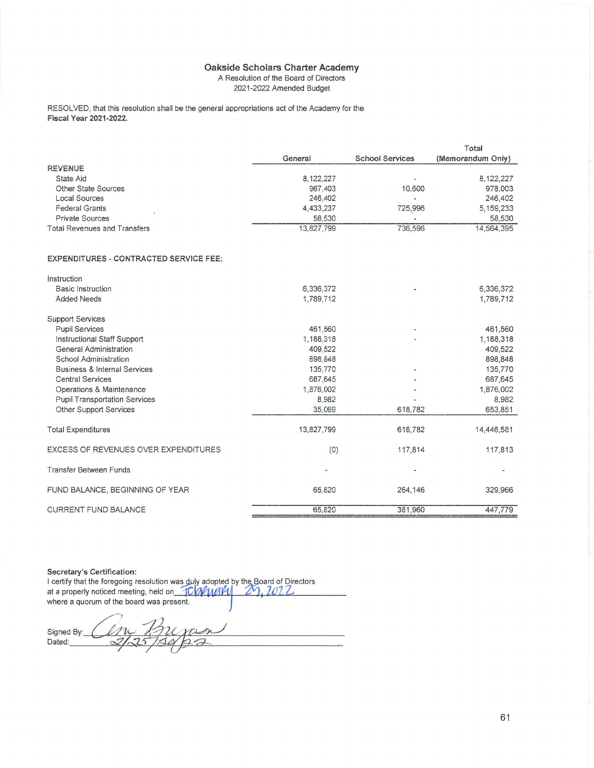# Oakside Scholars Charter Academy

A Resolution of the Board of Directors
2021-2022 Amended Budget

RESOLVED, that this resolution shall be the general appropriations act of the Academy for the **Fiscal Year 2021-2022.**

| | General | School Services | Total (Memorandum Only) |
|---|---|---|---|
| **REVENUE** | | | |
| State Aid | 8,122,227 | - | 8,122,227 |
| Other State Sources | 967,403 | 10,600 | 978,003 |
| Local Sources | 246,402 | - | 246,402 |
| Federal Grants | 4,433,237 | 725,996 | 5,159,233 |
| Private Sources | 58,530 | - | 58,530 |
| Total Revenues and Transfers | 13,827,799 | 736,596 | 14,564,395 |
| | | | |
| **EXPENDITURES - CONTRACTED SERVICE FEE:** | | | |
| Instruction | | | |
| Basic Instruction | 6,336,372 | - | 6,336,372 |
| Added Needs | 1,789,712 | | 1,789,712 |
| Support Services | | | |
| Pupil Services | 461,560 | - | 461,560 |
| Instructional Staff Support | 1,188,318 | - | 1,188,318 |
| General Administration | 409,522 | - | 409,522 |
| School Administration | 898,848 | | 898,848 |
| Business & Internal Services | 135,770 | - | 135,770 |
| Central Services | 687,645 | - | 687,645 |
| Operations & Maintenance | 1,876,002 | - | 1,876,002 |
| Pupil Transportation Services | 8,982 | - | 8,982 |
| Other Support Services | 35,069 | 618,782 | 653,851 |
| Total Expenditures | 13,827,799 | 618,782 | 14,446,581 |
| EXCESS OF REVENUES OVER EXPENDITURES | (0) | 117,814 | 117,813 |
| Transfer Between Funds | - | - | - |
| FUND BALANCE, BEGINNING OF YEAR | 65,820 | 264,146 | 329,966 |
| CURRENT FUND BALANCE | 65,820 | 381,960 | 447,779 |

**Secretary's Certification:**

I certify that the foregoing resolution was duly adopted by the Board of Directors at a properly noticed meeting, held on February 25, 2022 where a quorum of the board was present.

Signed By: *(signature)*

Dated: 2/25/2022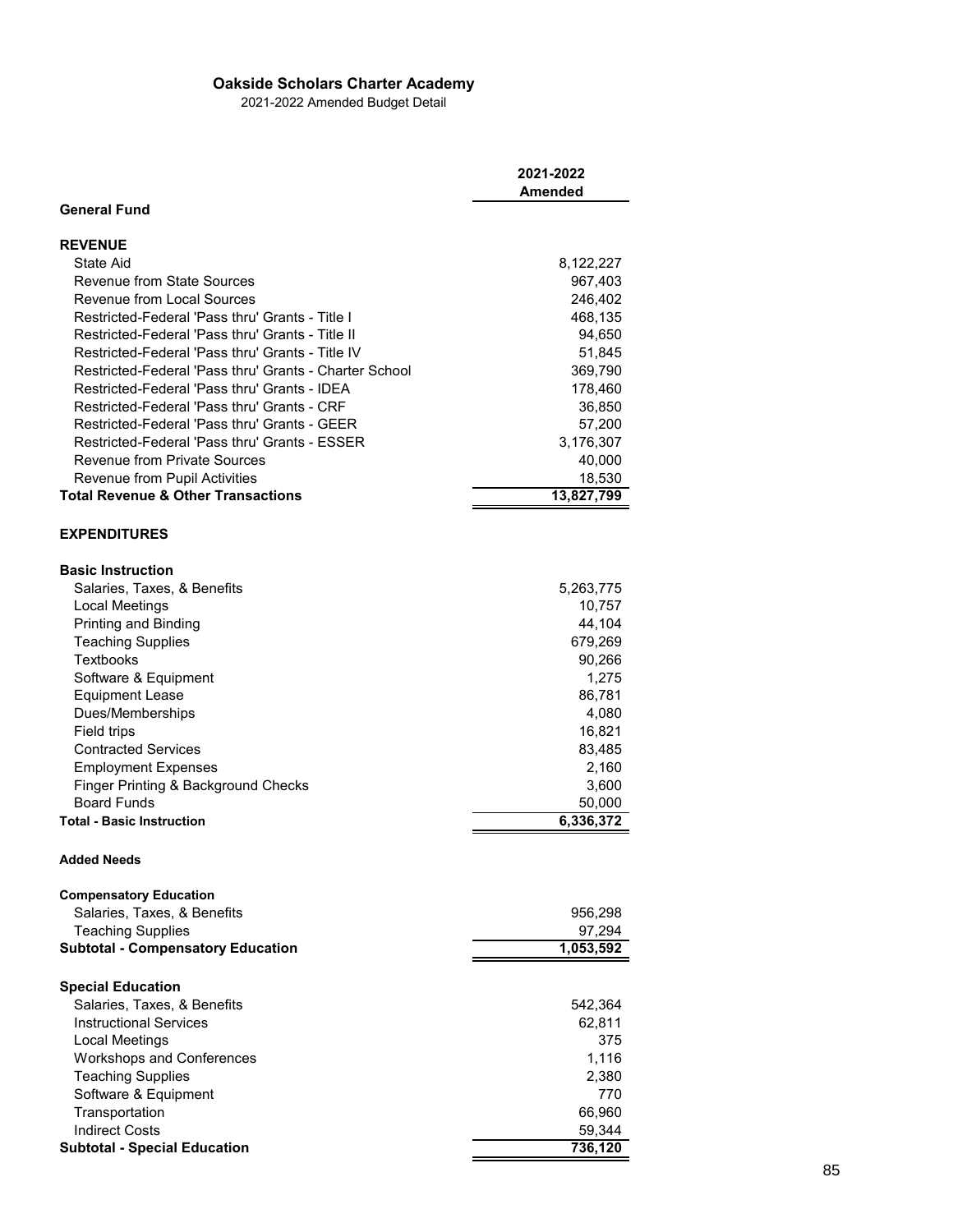**Oakside Scholars Charter Academy**

2021-2022 Amended Budget Detail

| | 2021-2022 Amended |
|---|---|
| **General Fund** | |
| | |
| **REVENUE** | |
| State Aid | 8,122,227 |
| Revenue from State Sources | 967,403 |
| Revenue from Local Sources | 246,402 |
| Restricted-Federal 'Pass thru' Grants - Title I | 468,135 |
| Restricted-Federal 'Pass thru' Grants - Title II | 94,650 |
| Restricted-Federal 'Pass thru' Grants - Title IV | 51,845 |
| Restricted-Federal 'Pass thru' Grants - Charter School | 369,790 |
| Restricted-Federal 'Pass thru' Grants - IDEA | 178,460 |
| Restricted-Federal 'Pass thru' Grants - CRF | 36,850 |
| Restricted-Federal 'Pass thru' Grants - GEER | 57,200 |
| Restricted-Federal 'Pass thru' Grants - ESSER | 3,176,307 |
| Revenue from Private Sources | 40,000 |
| Revenue from Pupil Activities | 18,530 |
| **Total Revenue & Other Transactions** | **13,827,799** |
| | |
| **EXPENDITURES** | |
| | |
| **Basic Instruction** | |
| Salaries, Taxes, & Benefits | 5,263,775 |
| Local Meetings | 10,757 |
| Printing and Binding | 44,104 |
| Teaching Supplies | 679,269 |
| Textbooks | 90,266 |
| Software & Equipment | 1,275 |
| Equipment Lease | 86,781 |
| Dues/Memberships | 4,080 |
| Field trips | 16,821 |
| Contracted Services | 83,485 |
| Employment Expenses | 2,160 |
| Finger Printing & Background Checks | 3,600 |
| Board Funds | 50,000 |
| **Total - Basic Instruction** | **6,336,372** |
| | |
| **Added Needs** | |
| | |
| **Compensatory Education** | |
| Salaries, Taxes, & Benefits | 956,298 |
| Teaching Supplies | 97,294 |
| **Subtotal - Compensatory Education** | **1,053,592** |
| | |
| **Special Education** | |
| Salaries, Taxes, & Benefits | 542,364 |
| Instructional Services | 62,811 |
| Local Meetings | 375 |
| Workshops and Conferences | 1,116 |
| Teaching Supplies | 2,380 |
| Software & Equipment | 770 |
| Transportation | 66,960 |
| Indirect Costs | 59,344 |
| **Subtotal - Special Education** | **736,120** |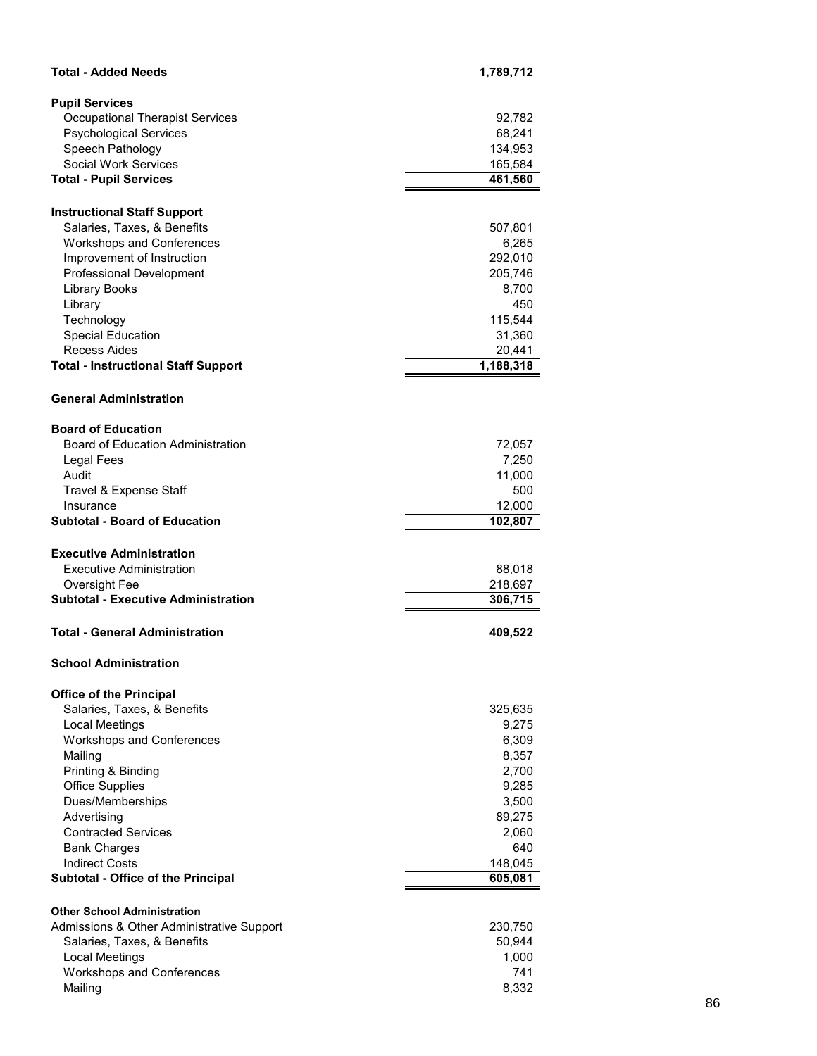| | |
|---|---:|
| **Total - Added Needs** | **1,789,712** |
| | |
| **Pupil Services** | |
| Occupational Therapist Services | 92,782 |
| Psychological Services | 68,241 |
| Speech Pathology | 134,953 |
| Social Work Services | 165,584 |
| **Total - Pupil Services** | **461,560** |
| | |
| **Instructional Staff Support** | |
| Salaries, Taxes, & Benefits | 507,801 |
| Workshops and Conferences | 6,265 |
| Improvement of Instruction | 292,010 |
| Professional Development | 205,746 |
| Library Books | 8,700 |
| Library | 450 |
| Technology | 115,544 |
| Special Education | 31,360 |
| Recess Aides | 20,441 |
| **Total - Instructional Staff Support** | **1,188,318** |
| | |
| **General Administration** | |
| | |
| **Board of Education** | |
| Board of Education Administration | 72,057 |
| Legal Fees | 7,250 |
| Audit | 11,000 |
| Travel & Expense Staff | 500 |
| Insurance | 12,000 |
| **Subtotal - Board of Education** | **102,807** |
| | |
| **Executive Administration** | |
| Executive Administration | 88,018 |
| Oversight Fee | 218,697 |
| **Subtotal - Executive Administration** | **306,715** |
| | |
| **Total - General Administration** | **409,522** |
| | |
| **School Administration** | |
| | |
| **Office of the Principal** | |
| Salaries, Taxes, & Benefits | 325,635 |
| Local Meetings | 9,275 |
| Workshops and Conferences | 6,309 |
| Mailing | 8,357 |
| Printing & Binding | 2,700 |
| Office Supplies | 9,285 |
| Dues/Memberships | 3,500 |
| Advertising | 89,275 |
| Contracted Services | 2,060 |
| Bank Charges | 640 |
| Indirect Costs | 148,045 |
| **Subtotal - Office of the Principal** | **605,081** |
| | |
| **Other School Administration** | |
| Admissions & Other Administrative Support | 230,750 |
| Salaries, Taxes, & Benefits | 50,944 |
| Local Meetings | 1,000 |
| Workshops and Conferences | 741 |
| Mailing | 8,332 |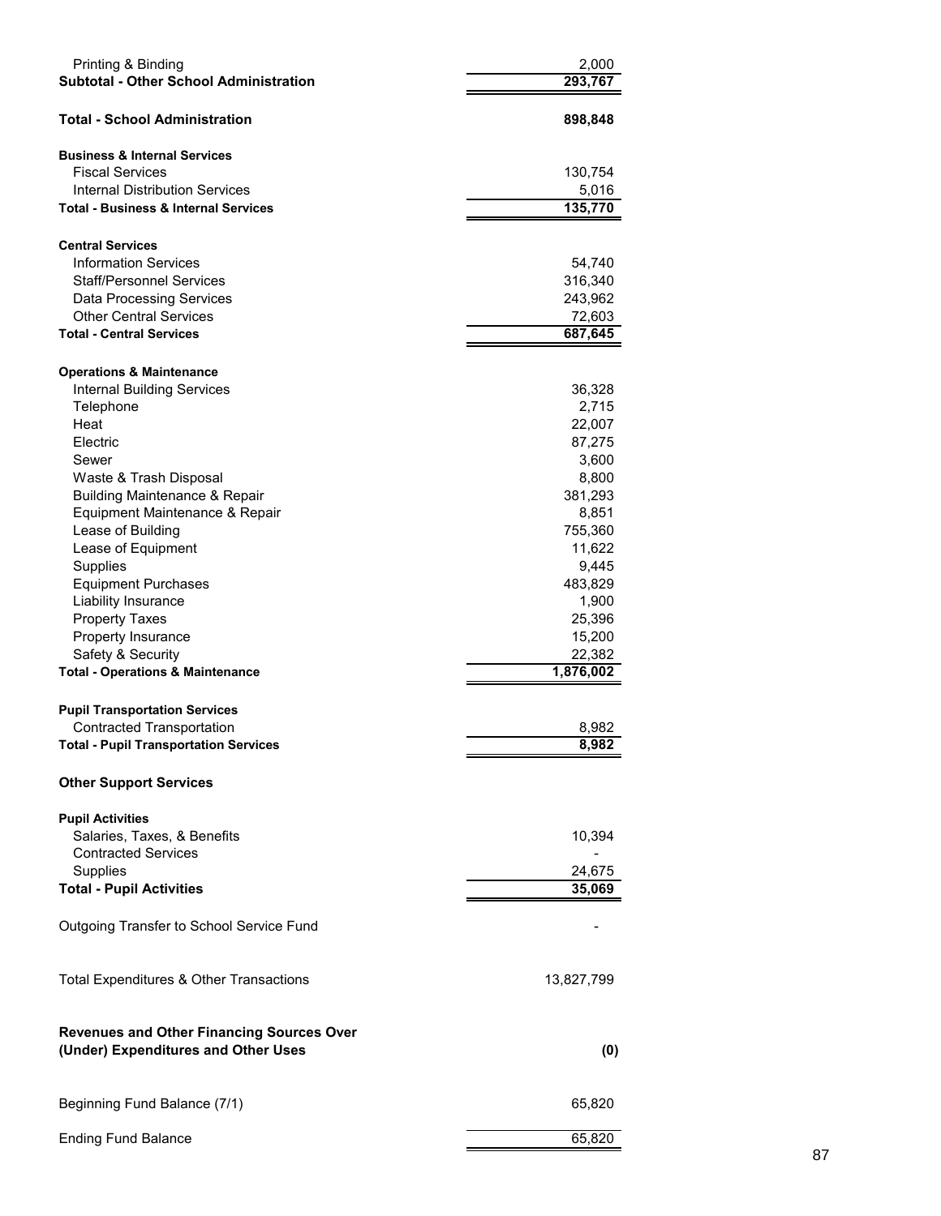| | |
|---|---|
| Printing & Binding | 2,000 |
| **Subtotal - Other School Administration** | **293,767** |
| | |
| **Total - School Administration** | **898,848** |
| | |
| **Business & Internal Services** | |
| Fiscal Services | 130,754 |
| Internal Distribution Services | 5,016 |
| **Total - Business & Internal Services** | **135,770** |
| | |
| **Central Services** | |
| Information Services | 54,740 |
| Staff/Personnel Services | 316,340 |
| Data Processing Services | 243,962 |
| Other Central Services | 72,603 |
| **Total - Central Services** | **687,645** |
| | |
| **Operations & Maintenance** | |
| Internal Building Services | 36,328 |
| Telephone | 2,715 |
| Heat | 22,007 |
| Electric | 87,275 |
| Sewer | 3,600 |
| Waste & Trash Disposal | 8,800 |
| Building Maintenance & Repair | 381,293 |
| Equipment Maintenance & Repair | 8,851 |
| Lease of Building | 755,360 |
| Lease of Equipment | 11,622 |
| Supplies | 9,445 |
| Equipment Purchases | 483,829 |
| Liability Insurance | 1,900 |
| Property Taxes | 25,396 |
| Property Insurance | 15,200 |
| Safety & Security | 22,382 |
| **Total - Operations & Maintenance** | **1,876,002** |
| | |
| **Pupil Transportation Services** | |
| Contracted Transportation | 8,982 |
| **Total - Pupil Transportation Services** | **8,982** |
| | |
| **Other Support Services** | |
| | |
| **Pupil Activities** | |
| Salaries, Taxes, & Benefits | 10,394 |
| Contracted Services | - |
| Supplies | 24,675 |
| **Total - Pupil Activities** | **35,069** |
| | |
| Outgoing Transfer to School Service Fund | - |
| | |
| Total Expenditures & Other Transactions | 13,827,799 |
| | |
| **Revenues and Other Financing Sources Over (Under) Expenditures and Other Uses** | **(0)** |
| | |
| Beginning Fund Balance (7/1) | 65,820 |
| | |
| Ending Fund Balance | 65,820 |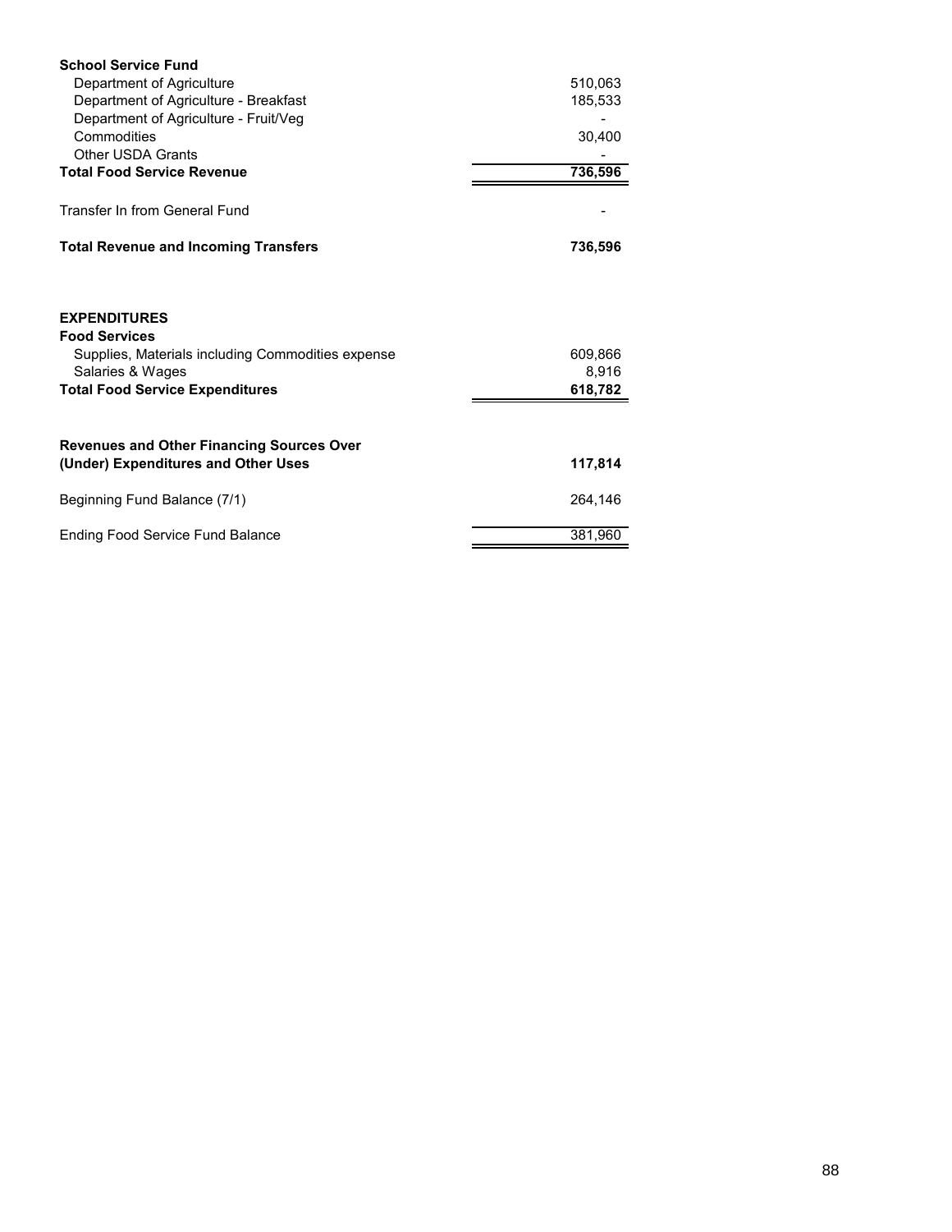| | |
|---|---|
| **School Service Fund** | |
| Department of Agriculture | 510,063 |
| Department of Agriculture - Breakfast | 185,533 |
| Department of Agriculture - Fruit/Veg | - |
| Commodities | 30,400 |
| Other USDA Grants | - |
| **Total Food Service Revenue** | **736,596** |
| Transfer In from General Fund | - |
| **Total Revenue and Incoming Transfers** | **736,596** |
| | |
| **EXPENDITURES** | |
| **Food Services** | |
| Supplies, Materials including Commodities expense | 609,866 |
| Salaries & Wages | 8,916 |
| **Total Food Service Expenditures** | **618,782** |
| | |
| **Revenues and Other Financing Sources Over (Under) Expenditures and Other Uses** | **117,814** |
| Beginning Fund Balance (7/1) | 264,146 |
| Ending Food Service Fund Balance | 381,960 |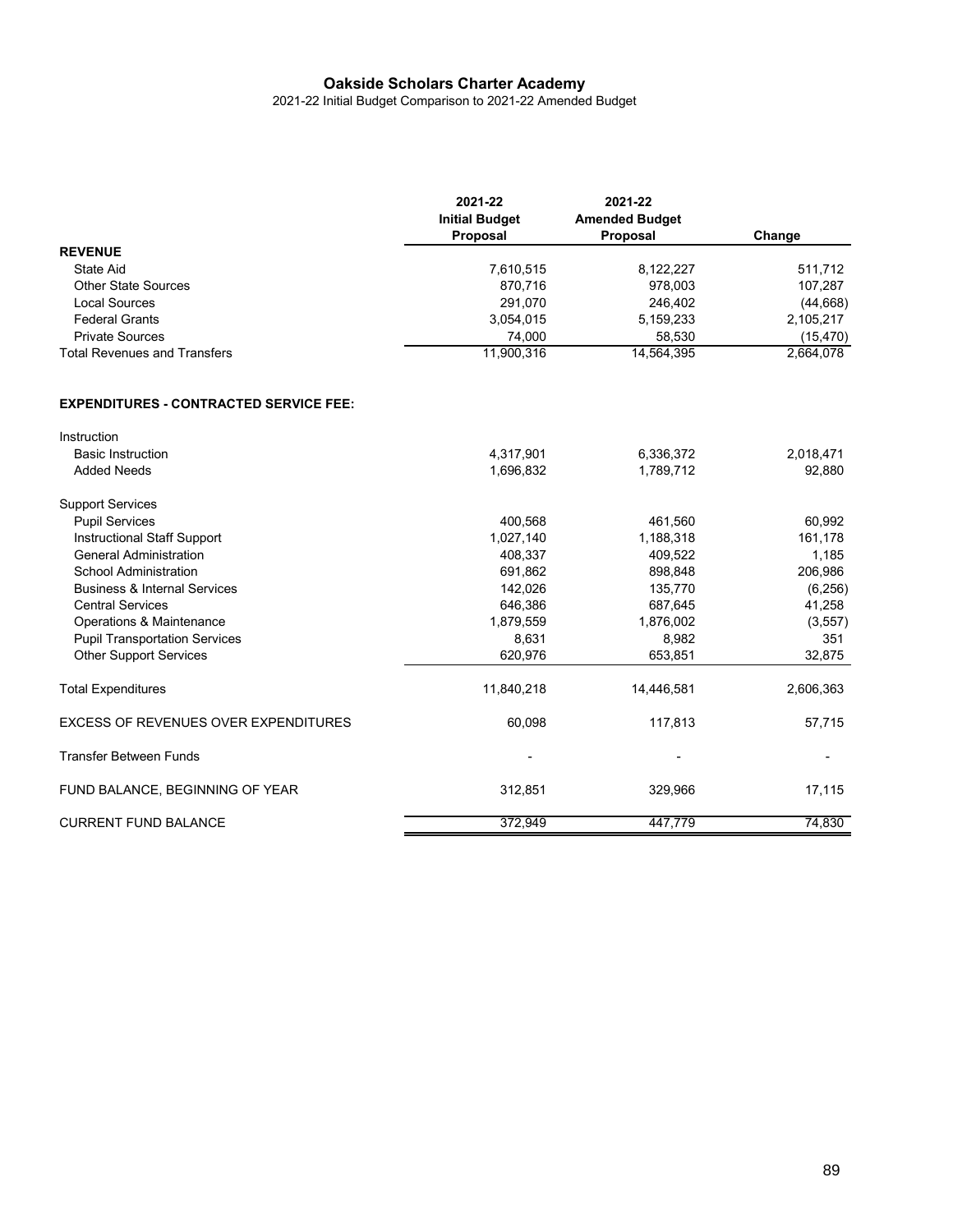# Oakside Scholars Charter Academy

2021-22 Initial Budget Comparison to 2021-22 Amended Budget

| | 2021-22 Initial Budget Proposal | 2021-22 Amended Budget Proposal | Change |
|---|---|---|---|
| **REVENUE** | | | |
| State Aid | 7,610,515 | 8,122,227 | 511,712 |
| Other State Sources | 870,716 | 978,003 | 107,287 |
| Local Sources | 291,070 | 246,402 | (44,668) |
| Federal Grants | 3,054,015 | 5,159,233 | 2,105,217 |
| Private Sources | 74,000 | 58,530 | (15,470) |
| Total Revenues and Transfers | 11,900,316 | 14,564,395 | 2,664,078 |
| | | | |
| **EXPENDITURES - CONTRACTED SERVICE FEE:** | | | |
| Instruction | | | |
| Basic Instruction | 4,317,901 | 6,336,372 | 2,018,471 |
| Added Needs | 1,696,832 | 1,789,712 | 92,880 |
| Support Services | | | |
| Pupil Services | 400,568 | 461,560 | 60,992 |
| Instructional Staff Support | 1,027,140 | 1,188,318 | 161,178 |
| General Administration | 408,337 | 409,522 | 1,185 |
| School Administration | 691,862 | 898,848 | 206,986 |
| Business & Internal Services | 142,026 | 135,770 | (6,256) |
| Central Services | 646,386 | 687,645 | 41,258 |
| Operations & Maintenance | 1,879,559 | 1,876,002 | (3,557) |
| Pupil Transportation Services | 8,631 | 8,982 | 351 |
| Other Support Services | 620,976 | 653,851 | 32,875 |
| | | | |
| Total Expenditures | 11,840,218 | 14,446,581 | 2,606,363 |
| | | | |
| EXCESS OF REVENUES OVER EXPENDITURES | 60,098 | 117,813 | 57,715 |
| | | | |
| Transfer Between Funds | - | - | - |
| | | | |
| FUND BALANCE, BEGINNING OF YEAR | 312,851 | 329,966 | 17,115 |
| | | | |
| CURRENT FUND BALANCE | 372,949 | 447,779 | 74,830 |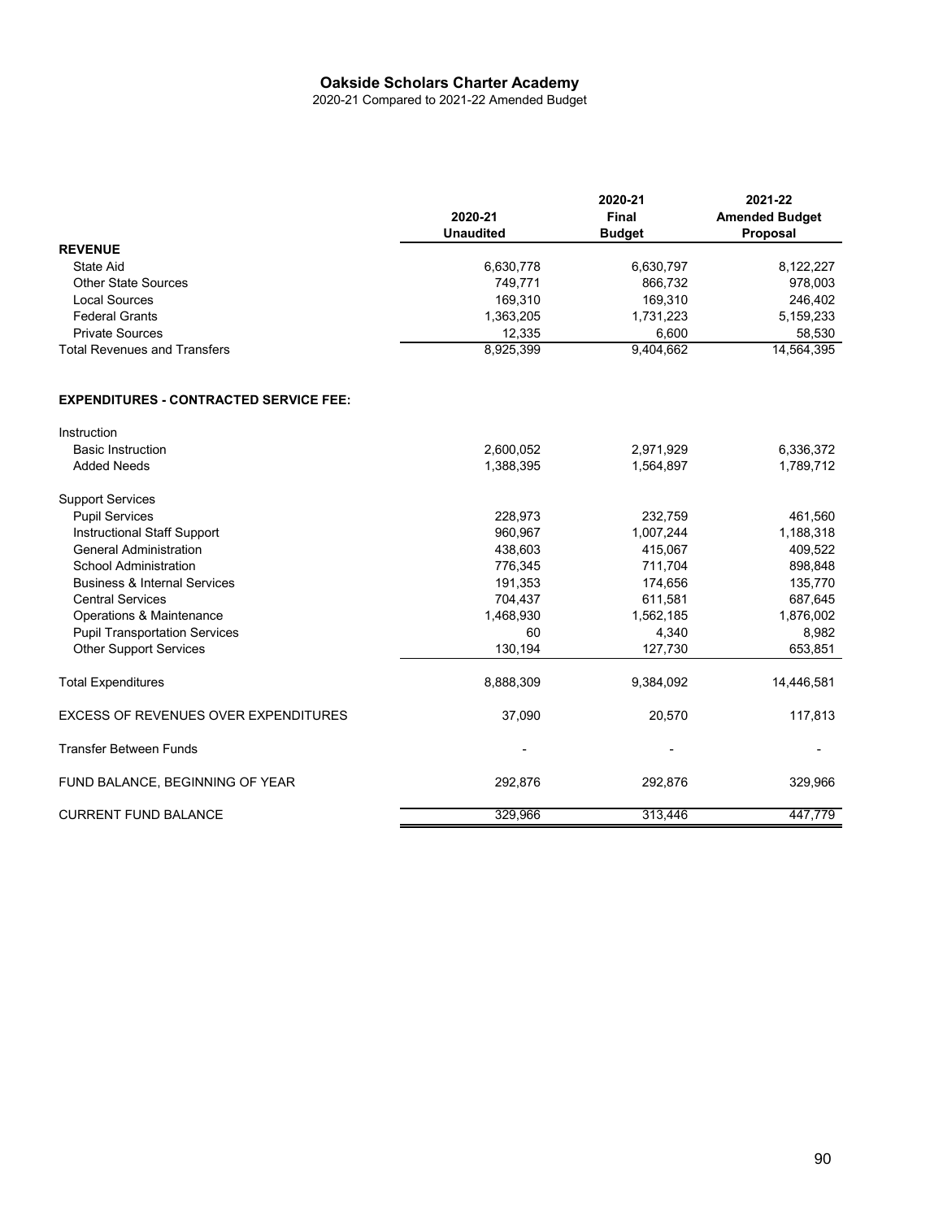# Oakside Scholars Charter Academy

2020-21 Compared to 2021-22 Amended Budget

| | 2020-21 Unaudited | 2020-21 Final Budget | 2021-22 Amended Budget Proposal |
|---|---|---|---|
| **REVENUE** | | | |
| State Aid | 6,630,778 | 6,630,797 | 8,122,227 |
| Other State Sources | 749,771 | 866,732 | 978,003 |
| Local Sources | 169,310 | 169,310 | 246,402 |
| Federal Grants | 1,363,205 | 1,731,223 | 5,159,233 |
| Private Sources | 12,335 | 6,600 | 58,530 |
| Total Revenues and Transfers | 8,925,399 | 9,404,662 | 14,564,395 |
| **EXPENDITURES - CONTRACTED SERVICE FEE:** | | | |
| Instruction | | | |
| Basic Instruction | 2,600,052 | 2,971,929 | 6,336,372 |
| Added Needs | 1,388,395 | 1,564,897 | 1,789,712 |
| Support Services | | | |
| Pupil Services | 228,973 | 232,759 | 461,560 |
| Instructional Staff Support | 960,967 | 1,007,244 | 1,188,318 |
| General Administration | 438,603 | 415,067 | 409,522 |
| School Administration | 776,345 | 711,704 | 898,848 |
| Business & Internal Services | 191,353 | 174,656 | 135,770 |
| Central Services | 704,437 | 611,581 | 687,645 |
| Operations & Maintenance | 1,468,930 | 1,562,185 | 1,876,002 |
| Pupil Transportation Services | 60 | 4,340 | 8,982 |
| Other Support Services | 130,194 | 127,730 | 653,851 |
| Total Expenditures | 8,888,309 | 9,384,092 | 14,446,581 |
| EXCESS OF REVENUES OVER EXPENDITURES | 37,090 | 20,570 | 117,813 |
| Transfer Between Funds | - | - | - |
| FUND BALANCE, BEGINNING OF YEAR | 292,876 | 292,876 | 329,966 |
| CURRENT FUND BALANCE | 329,966 | 313,446 | 447,779 |